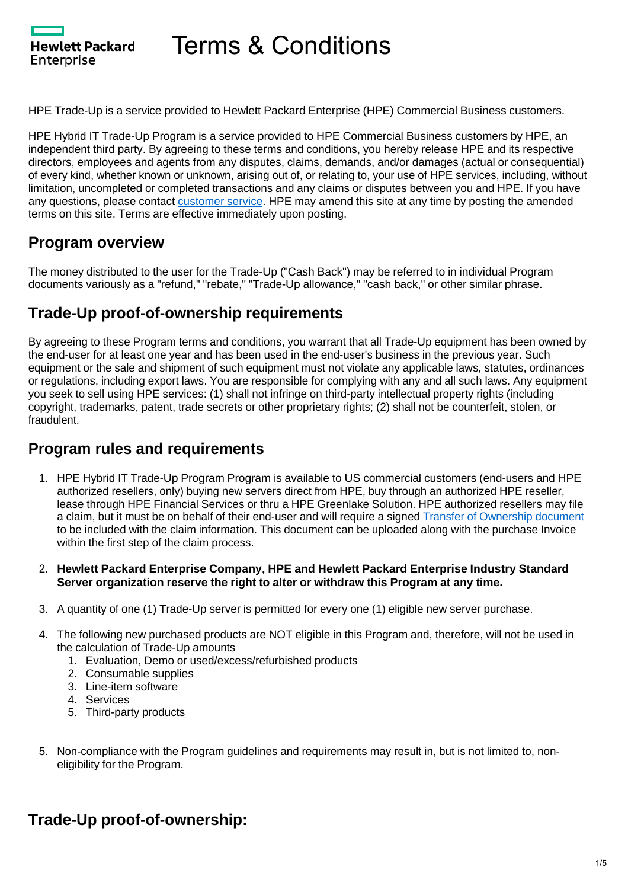# Terms & Conditions

HPE Trade-Up is a service provided to Hewlett Packard Enterprise (HPE) Commercial Business customers.

HPE Hybrid IT Trade-Up Program is a service provided to HPE Commercial Business customers by HPE, an independent third party. By agreeing to these terms and conditions, you hereby release HPE and its respective directors, employees and agents from any disputes, claims, demands, and/or damages (actual or consequential) of every kind, whether known or unknown, arising out of, or relating to, your use of HPE services, including, without limitation, uncompleted or completed transactions and any claims or disputes between you and HPE. If you have any questions, please contact customer service. HPE may amend this site at any time by posting the amended terms on this site. Terms are effective immediately upon posting.

## Program overview

The money distributed to the user for the Trade-Up ("Cash Back") may be referred to in individual Program documents variously as a "refund," "rebate," "Trade-Up allowance," "cash back," or other similar phrase.

## Trade-Up proof-of-ownership requirements

By agreeing to these Program terms and conditions, you warrant that all Trade-Up equipment has been owned by the end-user for at least one year and has been used in the end-user's business in the previous year. Such equipment or the sale and shipment of such equipment must not violate any applicable laws, statutes, ordinances or regulations, including export laws. You are responsible for complying with any and all such laws. Any equipment you seek to sell using HPE services: (1) shall not infringe on third-party intellectual property rights (including copyright, trademarks, patent, trade secrets or other proprietary rights; (2) shall not be counterfeit, stolen, or fraudulent.

## Program rules and requirements

1. HPE Hybrid IT Trade-Up Program Program is available to US commercial customers (end-users and HPE authorized resellers, only) buying new servers direct from HPE, buy through an authorized HPE reseller, lease through HPE Financial Services or thru a HPE Greenlake Solution. HPE authorized resellers may file a claim, but it must be on behalf of their end-user and will require a signed Transfer of Ownership document to be included with the claim information. This document can be uploaded along with the purchase Invoice within the first step of the claim process.
2. **Hewlett Packard Enterprise Company, HPE and Hewlett Packard Enterprise Industry Standard Server organization reserve the right to alter or withdraw this Program at any time.**
3. A quantity of one (1) Trade-Up server is permitted for every one (1) eligible new server purchase.
4. The following new purchased products are NOT eligible in this Program and, therefore, will not be used in the calculation of Trade-Up amounts
   1. Evaluation, Demo or used/excess/refurbished products
   2. Consumable supplies
   3. Line-item software
   4. Services
   5. Third-party products
5. Non-compliance with the Program guidelines and requirements may result in, but is not limited to, non-eligibility for the Program.

## Trade-Up proof-of-ownership: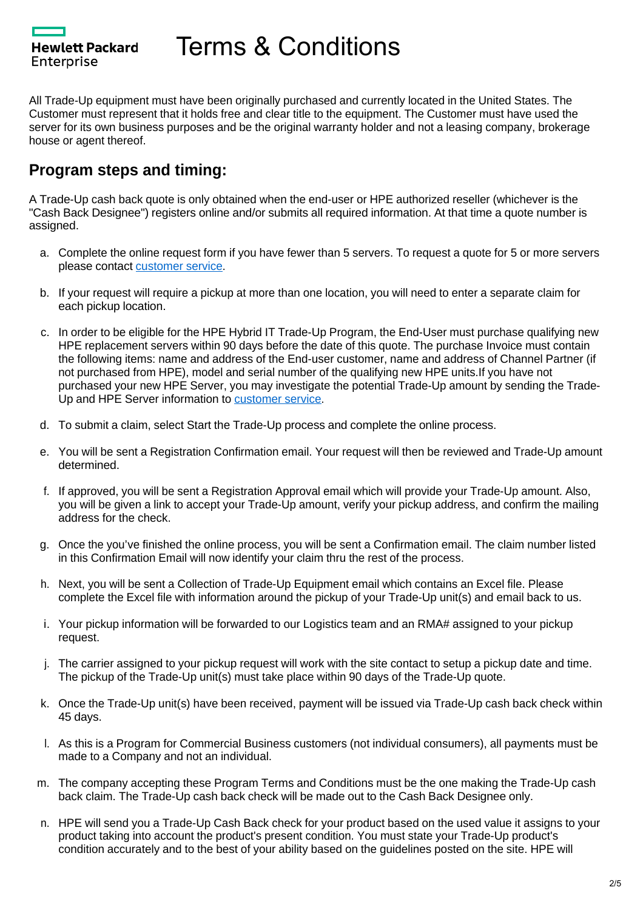All Trade-Up equipment must have been originally purchased and currently located in the United States. The Customer must represent that it holds free and clear title to the equipment. The Customer must have used the server for its own business purposes and be the original warranty holder and not a leasing company, brokerage house or agent thereof.

## Program steps and timing:

A Trade-Up cash back quote is only obtained when the end-user or HPE authorized reseller (whichever is the "Cash Back Designee") registers online and/or submits all required information. At that time a quote number is assigned.

a. Complete the online request form if you have fewer than 5 servers. To request a quote for 5 or more servers please contact customer service.

b. If your request will require a pickup at more than one location, you will need to enter a separate claim for each pickup location.

c. In order to be eligible for the HPE Hybrid IT Trade-Up Program, the End-User must purchase qualifying new HPE replacement servers within 90 days before the date of this quote. The purchase Invoice must contain the following items: name and address of the End-user customer, name and address of Channel Partner (if not purchased from HPE), model and serial number of the qualifying new HPE units.If you have not purchased your new HPE Server, you may investigate the potential Trade-Up amount by sending the Trade-Up and HPE Server information to customer service.

d. To submit a claim, select Start the Trade-Up process and complete the online process.

e. You will be sent a Registration Confirmation email. Your request will then be reviewed and Trade-Up amount determined.

f. If approved, you will be sent a Registration Approval email which will provide your Trade-Up amount. Also, you will be given a link to accept your Trade-Up amount, verify your pickup address, and confirm the mailing address for the check.

g. Once the you've finished the online process, you will be sent a Confirmation email. The claim number listed in this Confirmation Email will now identify your claim thru the rest of the process.

h. Next, you will be sent a Collection of Trade-Up Equipment email which contains an Excel file. Please complete the Excel file with information around the pickup of your Trade-Up unit(s) and email back to us.

i. Your pickup information will be forwarded to our Logistics team and an RMA# assigned to your pickup request.

j. The carrier assigned to your pickup request will work with the site contact to setup a pickup date and time. The pickup of the Trade-Up unit(s) must take place within 90 days of the Trade-Up quote.

k. Once the Trade-Up unit(s) have been received, payment will be issued via Trade-Up cash back check within 45 days.

l. As this is a Program for Commercial Business customers (not individual consumers), all payments must be made to a Company and not an individual.

m. The company accepting these Program Terms and Conditions must be the one making the Trade-Up cash back claim. The Trade-Up cash back check will be made out to the Cash Back Designee only.

n. HPE will send you a Trade-Up Cash Back check for your product based on the used value it assigns to your product taking into account the product's present condition. You must state your Trade-Up product's condition accurately and to the best of your ability based on the guidelines posted on the site. HPE will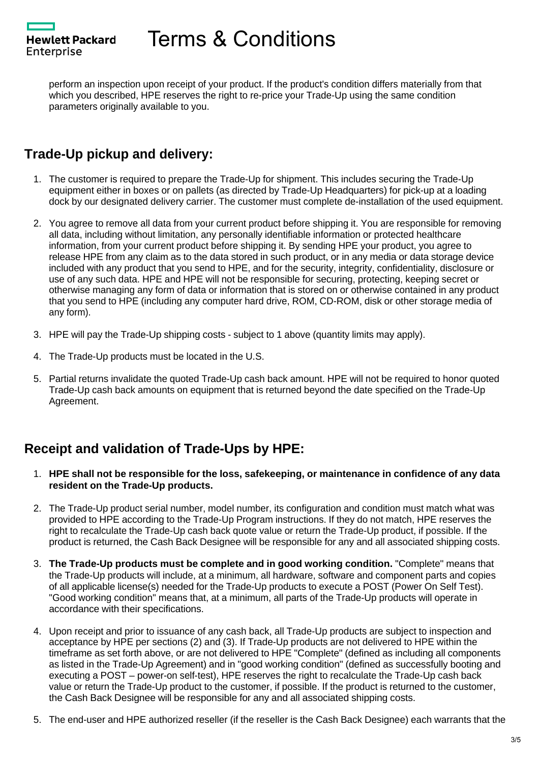perform an inspection upon receipt of your product. If the product's condition differs materially from that which you described, HPE reserves the right to re-price your Trade-Up using the same condition parameters originally available to you.

## Trade-Up pickup and delivery:

1. The customer is required to prepare the Trade-Up for shipment. This includes securing the Trade-Up equipment either in boxes or on pallets (as directed by Trade-Up Headquarters) for pick-up at a loading dock by our designated delivery carrier. The customer must complete de-installation of the used equipment.
2. You agree to remove all data from your current product before shipping it. You are responsible for removing all data, including without limitation, any personally identifiable information or protected healthcare information, from your current product before shipping it. By sending HPE your product, you agree to release HPE from any claim as to the data stored in such product, or in any media or data storage device included with any product that you send to HPE, and for the security, integrity, confidentiality, disclosure or use of any such data. HPE and HPE will not be responsible for securing, protecting, keeping secret or otherwise managing any form of data or information that is stored on or otherwise contained in any product that you send to HPE (including any computer hard drive, ROM, CD-ROM, disk or other storage media of any form).
3. HPE will pay the Trade-Up shipping costs - subject to 1 above (quantity limits may apply).
4. The Trade-Up products must be located in the U.S.
5. Partial returns invalidate the quoted Trade-Up cash back amount. HPE will not be required to honor quoted Trade-Up cash back amounts on equipment that is returned beyond the date specified on the Trade-Up Agreement.

## Receipt and validation of Trade-Ups by HPE:

1. **HPE shall not be responsible for the loss, safekeeping, or maintenance in confidence of any data resident on the Trade-Up products.**
2. The Trade-Up product serial number, model number, its configuration and condition must match what was provided to HPE according to the Trade-Up Program instructions. If they do not match, HPE reserves the right to recalculate the Trade-Up cash back quote value or return the Trade-Up product, if possible. If the product is returned, the Cash Back Designee will be responsible for any and all associated shipping costs.
3. **The Trade-Up products must be complete and in good working condition.** "Complete" means that the Trade-Up products will include, at a minimum, all hardware, software and component parts and copies of all applicable license(s) needed for the Trade-Up products to execute a POST (Power On Self Test). "Good working condition" means that, at a minimum, all parts of the Trade-Up products will operate in accordance with their specifications.
4. Upon receipt and prior to issuance of any cash back, all Trade-Up products are subject to inspection and acceptance by HPE per sections (2) and (3). If Trade-Up products are not delivered to HPE within the timeframe as set forth above, or are not delivered to HPE "Complete" (defined as including all components as listed in the Trade-Up Agreement) and in "good working condition" (defined as successfully booting and executing a POST – power-on self-test), HPE reserves the right to recalculate the Trade-Up cash back value or return the Trade-Up product to the customer, if possible. If the product is returned to the customer, the Cash Back Designee will be responsible for any and all associated shipping costs.
5. The end-user and HPE authorized reseller (if the reseller is the Cash Back Designee) each warrants that the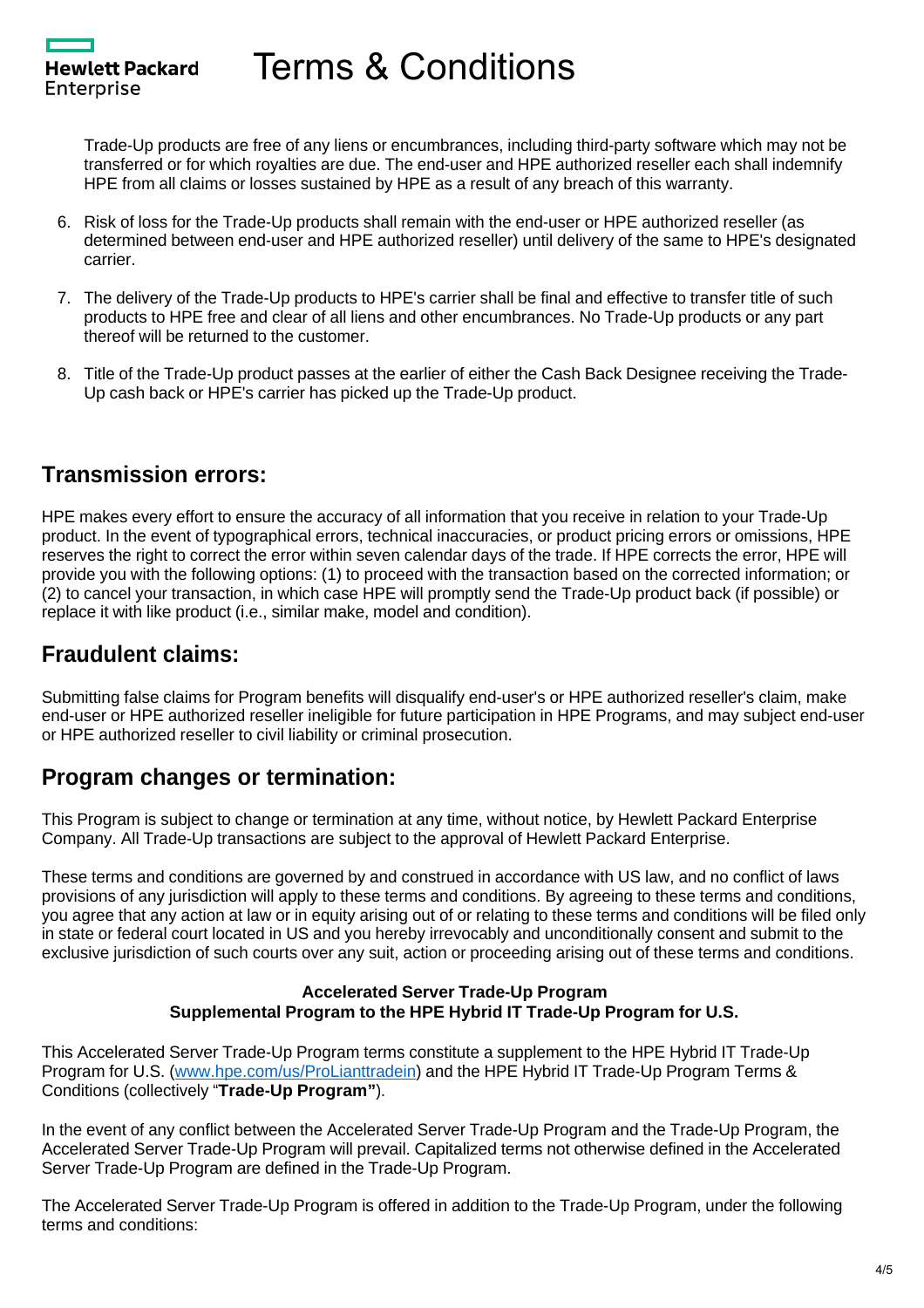Trade-Up products are free of any liens or encumbrances, including third-party software which may not be transferred or for which royalties are due. The end-user and HPE authorized reseller each shall indemnify HPE from all claims or losses sustained by HPE as a result of any breach of this warranty.

6. Risk of loss for the Trade-Up products shall remain with the end-user or HPE authorized reseller (as determined between end-user and HPE authorized reseller) until delivery of the same to HPE's designated carrier.
7. The delivery of the Trade-Up products to HPE's carrier shall be final and effective to transfer title of such products to HPE free and clear of all liens and other encumbrances. No Trade-Up products or any part thereof will be returned to the customer.
8. Title of the Trade-Up product passes at the earlier of either the Cash Back Designee receiving the Trade-Up cash back or HPE's carrier has picked up the Trade-Up product.

## Transmission errors:

HPE makes every effort to ensure the accuracy of all information that you receive in relation to your Trade-Up product. In the event of typographical errors, technical inaccuracies, or product pricing errors or omissions, HPE reserves the right to correct the error within seven calendar days of the trade. If HPE corrects the error, HPE will provide you with the following options: (1) to proceed with the transaction based on the corrected information; or (2) to cancel your transaction, in which case HPE will promptly send the Trade-Up product back (if possible) or replace it with like product (i.e., similar make, model and condition).

## Fraudulent claims:

Submitting false claims for Program benefits will disqualify end-user's or HPE authorized reseller's claim, make end-user or HPE authorized reseller ineligible for future participation in HPE Programs, and may subject end-user or HPE authorized reseller to civil liability or criminal prosecution.

## Program changes or termination:

This Program is subject to change or termination at any time, without notice, by Hewlett Packard Enterprise Company. All Trade-Up transactions are subject to the approval of Hewlett Packard Enterprise.

These terms and conditions are governed by and construed in accordance with US law, and no conflict of laws provisions of any jurisdiction will apply to these terms and conditions. By agreeing to these terms and conditions, you agree that any action at law or in equity arising out of or relating to these terms and conditions will be filed only in state or federal court located in US and you hereby irrevocably and unconditionally consent and submit to the exclusive jurisdiction of such courts over any suit, action or proceeding arising out of these terms and conditions.

**Accelerated Server Trade-Up Program**
**Supplemental Program to the HPE Hybrid IT Trade-Up Program for U.S.**

This Accelerated Server Trade-Up Program terms constitute a supplement to the HPE Hybrid IT Trade-Up Program for U.S. ([www.hpe.com/us/ProLianttradein](www.hpe.com/us/ProLianttradein)) and the HPE Hybrid IT Trade-Up Program Terms & Conditions (collectively "**Trade-Up Program"**).

In the event of any conflict between the Accelerated Server Trade-Up Program and the Trade-Up Program, the Accelerated Server Trade-Up Program will prevail. Capitalized terms not otherwise defined in the Accelerated Server Trade-Up Program are defined in the Trade-Up Program.

The Accelerated Server Trade-Up Program is offered in addition to the Trade-Up Program, under the following terms and conditions: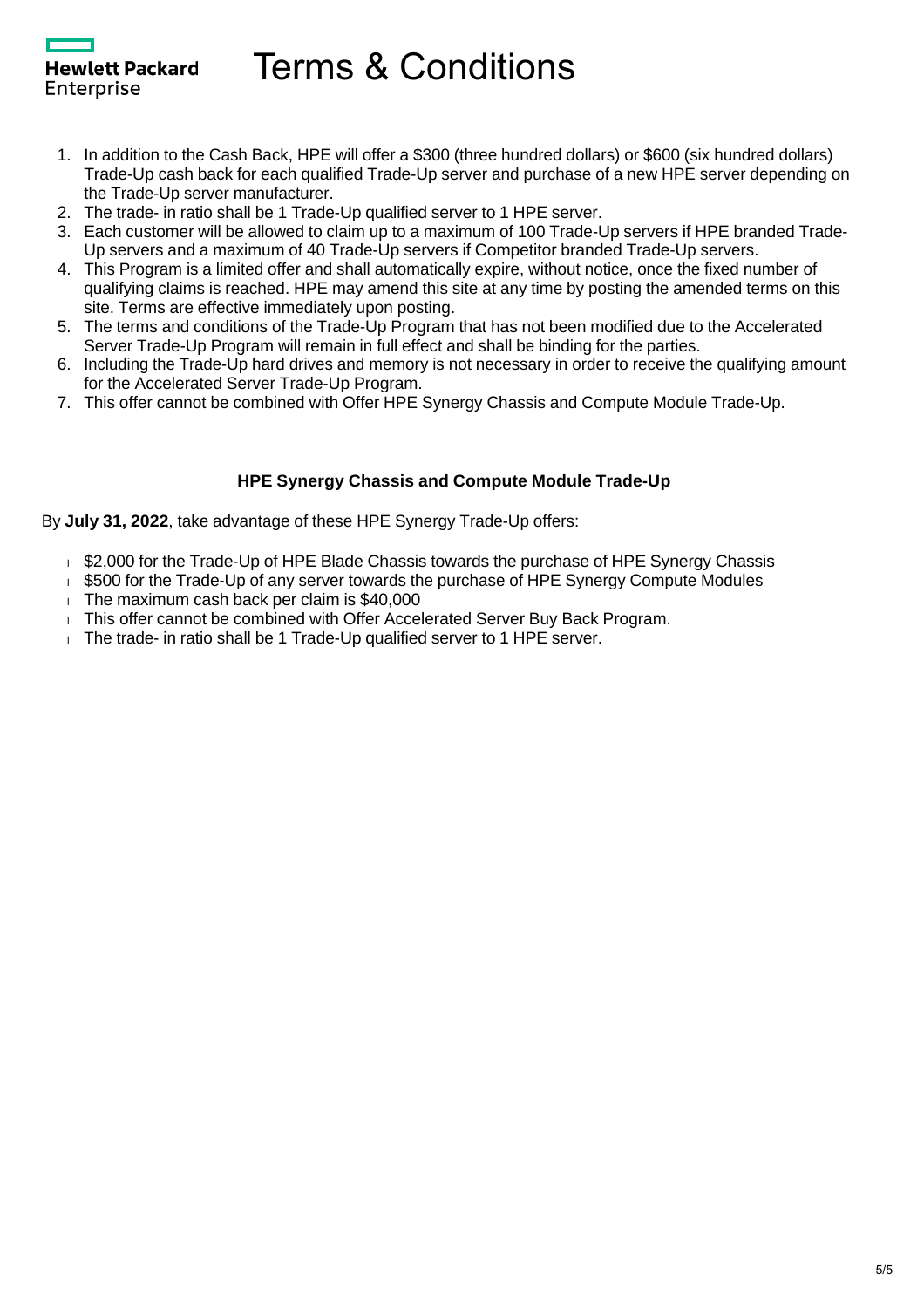# Terms & Conditions

1. In addition to the Cash Back, HPE will offer a $300 (three hundred dollars) or $600 (six hundred dollars) Trade-Up cash back for each qualified Trade-Up server and purchase of a new HPE server depending on the Trade-Up server manufacturer.
2. The trade- in ratio shall be 1 Trade-Up qualified server to 1 HPE server.
3. Each customer will be allowed to claim up to a maximum of 100 Trade-Up servers if HPE branded Trade-Up servers and a maximum of 40 Trade-Up servers if Competitor branded Trade-Up servers.
4. This Program is a limited offer and shall automatically expire, without notice, once the fixed number of qualifying claims is reached. HPE may amend this site at any time by posting the amended terms on this site. Terms are effective immediately upon posting.
5. The terms and conditions of the Trade-Up Program that has not been modified due to the Accelerated Server Trade-Up Program will remain in full effect and shall be binding for the parties.
6. Including the Trade-Up hard drives and memory is not necessary in order to receive the qualifying amount for the Accelerated Server Trade-Up Program.
7. This offer cannot be combined with Offer HPE Synergy Chassis and Compute Module Trade-Up.

**HPE Synergy Chassis and Compute Module Trade-Up**

By **July 31, 2022**, take advantage of these HPE Synergy Trade-Up offers:

- $2,000 for the Trade-Up of HPE Blade Chassis towards the purchase of HPE Synergy Chassis
- $500 for the Trade-Up of any server towards the purchase of HPE Synergy Compute Modules
- The maximum cash back per claim is $40,000
- This offer cannot be combined with Offer Accelerated Server Buy Back Program.
- The trade- in ratio shall be 1 Trade-Up qualified server to 1 HPE server.